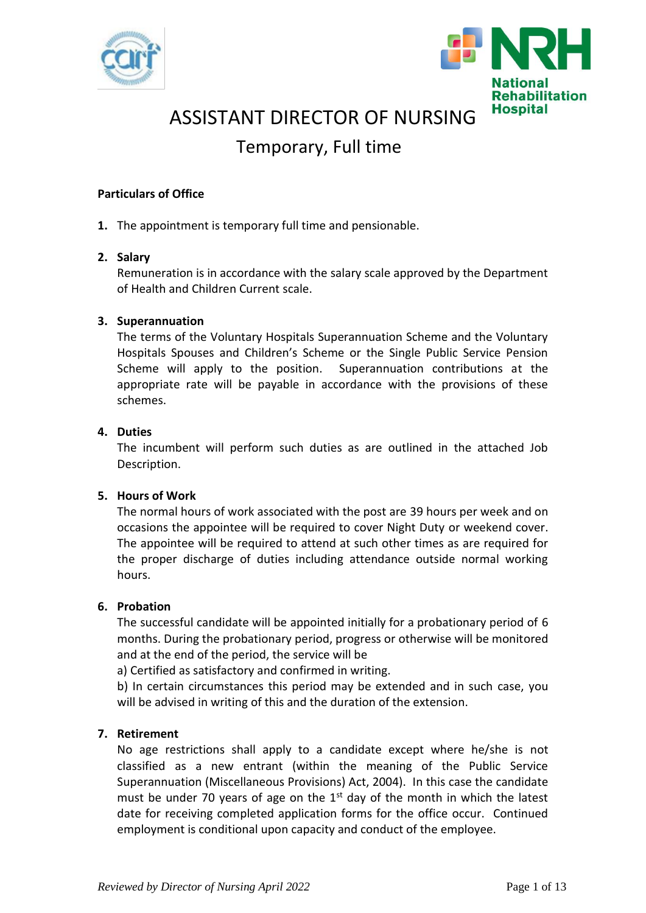# ASSISTANT DIRECTOR OF NURSING

## Temporary, Full time

**Particulars of Office**

1. The appointment is temporary full time and pensionable.

2. **Salary**
   Remuneration is in accordance with the salary scale approved by the Department of Health and Children Current scale.

3. **Superannuation**
   The terms of the Voluntary Hospitals Superannuation Scheme and the Voluntary Hospitals Spouses and Children's Scheme or the Single Public Service Pension Scheme will apply to the position. Superannuation contributions at the appropriate rate will be payable in accordance with the provisions of these schemes.

4. **Duties**
   The incumbent will perform such duties as are outlined in the attached Job Description.

5. **Hours of Work**
   The normal hours of work associated with the post are 39 hours per week and on occasions the appointee will be required to cover Night Duty or weekend cover. The appointee will be required to attend at such other times as are required for the proper discharge of duties including attendance outside normal working hours.

6. **Probation**
   The successful candidate will be appointed initially for a probationary period of 6 months. During the probationary period, progress or otherwise will be monitored and at the end of the period, the service will be
   a) Certified as satisfactory and confirmed in writing.
   b) In certain circumstances this period may be extended and in such case, you will be advised in writing of this and the duration of the extension.

7. **Retirement**
   No age restrictions shall apply to a candidate except where he/she is not classified as a new entrant (within the meaning of the Public Service Superannuation (Miscellaneous Provisions) Act, 2004). In this case the candidate must be under 70 years of age on the 1st day of the month in which the latest date for receiving completed application forms for the office occur. Continued employment is conditional upon capacity and conduct of the employee.

*Reviewed by Director of Nursing April 2022*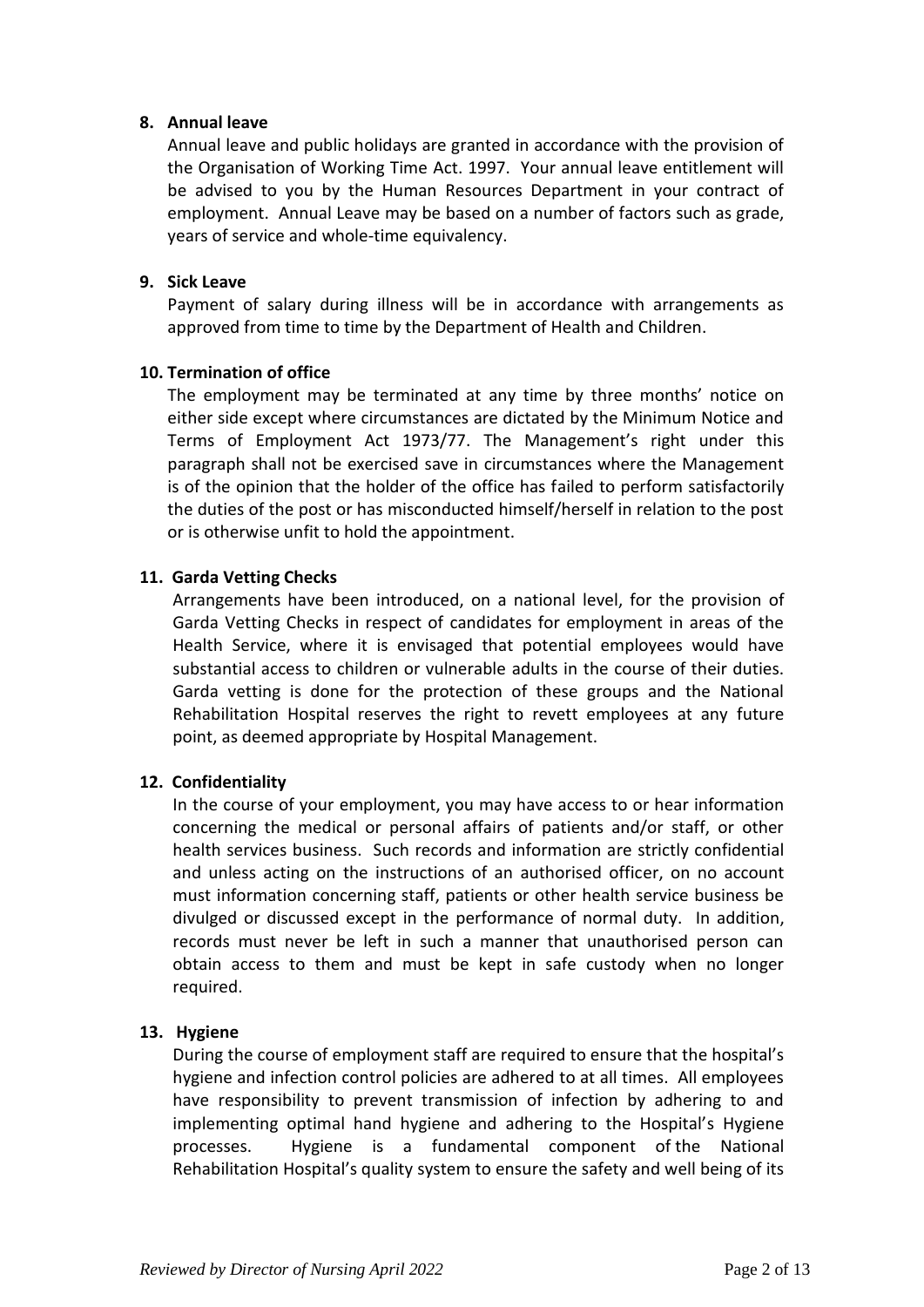**8. Annual leave**

Annual leave and public holidays are granted in accordance with the provision of the Organisation of Working Time Act. 1997. Your annual leave entitlement will be advised to you by the Human Resources Department in your contract of employment. Annual Leave may be based on a number of factors such as grade, years of service and whole-time equivalency.

**9. Sick Leave**

Payment of salary during illness will be in accordance with arrangements as approved from time to time by the Department of Health and Children.

**10. Termination of office**

The employment may be terminated at any time by three months' notice on either side except where circumstances are dictated by the Minimum Notice and Terms of Employment Act 1973/77. The Management's right under this paragraph shall not be exercised save in circumstances where the Management is of the opinion that the holder of the office has failed to perform satisfactorily the duties of the post or has misconducted himself/herself in relation to the post or is otherwise unfit to hold the appointment.

**11. Garda Vetting Checks**

Arrangements have been introduced, on a national level, for the provision of Garda Vetting Checks in respect of candidates for employment in areas of the Health Service, where it is envisaged that potential employees would have substantial access to children or vulnerable adults in the course of their duties. Garda vetting is done for the protection of these groups and the National Rehabilitation Hospital reserves the right to revett employees at any future point, as deemed appropriate by Hospital Management.

**12. Confidentiality**

In the course of your employment, you may have access to or hear information concerning the medical or personal affairs of patients and/or staff, or other health services business. Such records and information are strictly confidential and unless acting on the instructions of an authorised officer, on no account must information concerning staff, patients or other health service business be divulged or discussed except in the performance of normal duty. In addition, records must never be left in such a manner that unauthorised person can obtain access to them and must be kept in safe custody when no longer required.

**13. Hygiene**

During the course of employment staff are required to ensure that the hospital's hygiene and infection control policies are adhered to at all times. All employees have responsibility to prevent transmission of infection by adhering to and implementing optimal hand hygiene and adhering to the Hospital's Hygiene processes. Hygiene is a fundamental component of the National Rehabilitation Hospital's quality system to ensure the safety and well being of its

*Reviewed by Director of Nursing April 2022*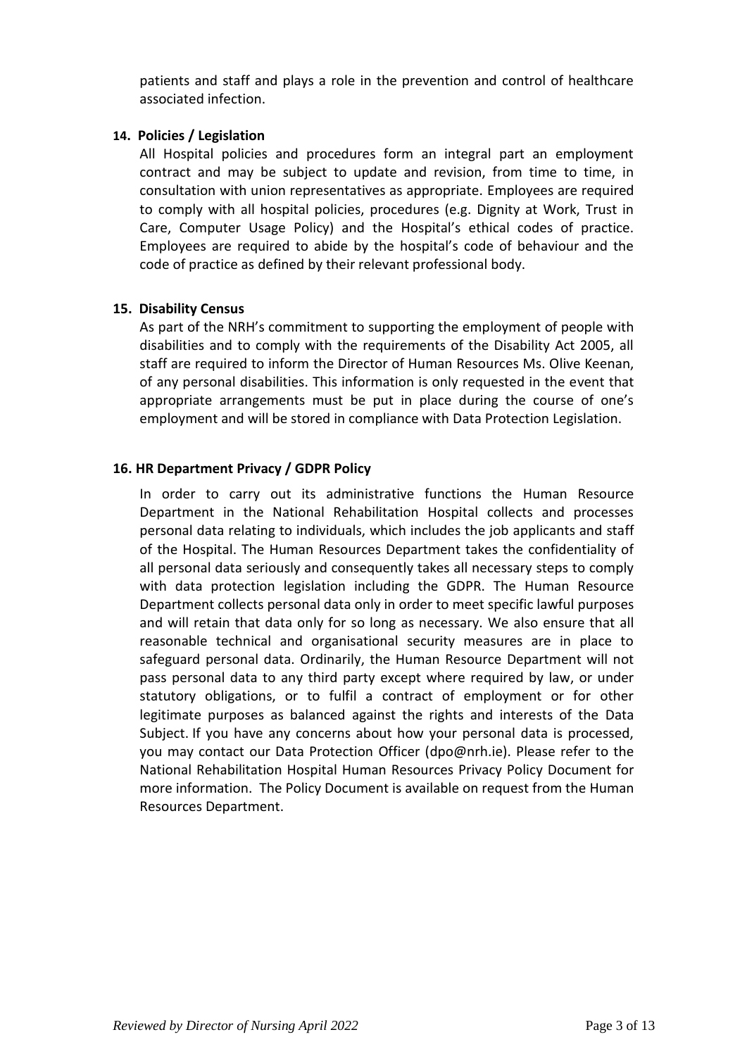patients and staff and plays a role in the prevention and control of healthcare associated infection.

**14. Policies / Legislation**

All Hospital policies and procedures form an integral part an employment contract and may be subject to update and revision, from time to time, in consultation with union representatives as appropriate. Employees are required to comply with all hospital policies, procedures (e.g. Dignity at Work, Trust in Care, Computer Usage Policy) and the Hospital's ethical codes of practice. Employees are required to abide by the hospital's code of behaviour and the code of practice as defined by their relevant professional body.

**15. Disability Census**

As part of the NRH's commitment to supporting the employment of people with disabilities and to comply with the requirements of the Disability Act 2005, all staff are required to inform the Director of Human Resources Ms. Olive Keenan, of any personal disabilities. This information is only requested in the event that appropriate arrangements must be put in place during the course of one's employment and will be stored in compliance with Data Protection Legislation.

**16. HR Department Privacy / GDPR Policy**

In order to carry out its administrative functions the Human Resource Department in the National Rehabilitation Hospital collects and processes personal data relating to individuals, which includes the job applicants and staff of the Hospital. The Human Resources Department takes the confidentiality of all personal data seriously and consequently takes all necessary steps to comply with data protection legislation including the GDPR. The Human Resource Department collects personal data only in order to meet specific lawful purposes and will retain that data only for so long as necessary. We also ensure that all reasonable technical and organisational security measures are in place to safeguard personal data. Ordinarily, the Human Resource Department will not pass personal data to any third party except where required by law, or under statutory obligations, or to fulfil a contract of employment or for other legitimate purposes as balanced against the rights and interests of the Data Subject. If you have any concerns about how your personal data is processed, you may contact our Data Protection Officer (dpo@nrh.ie). Please refer to the National Rehabilitation Hospital Human Resources Privacy Policy Document for more information. The Policy Document is available on request from the Human Resources Department.

*Reviewed by Director of Nursing April 2022*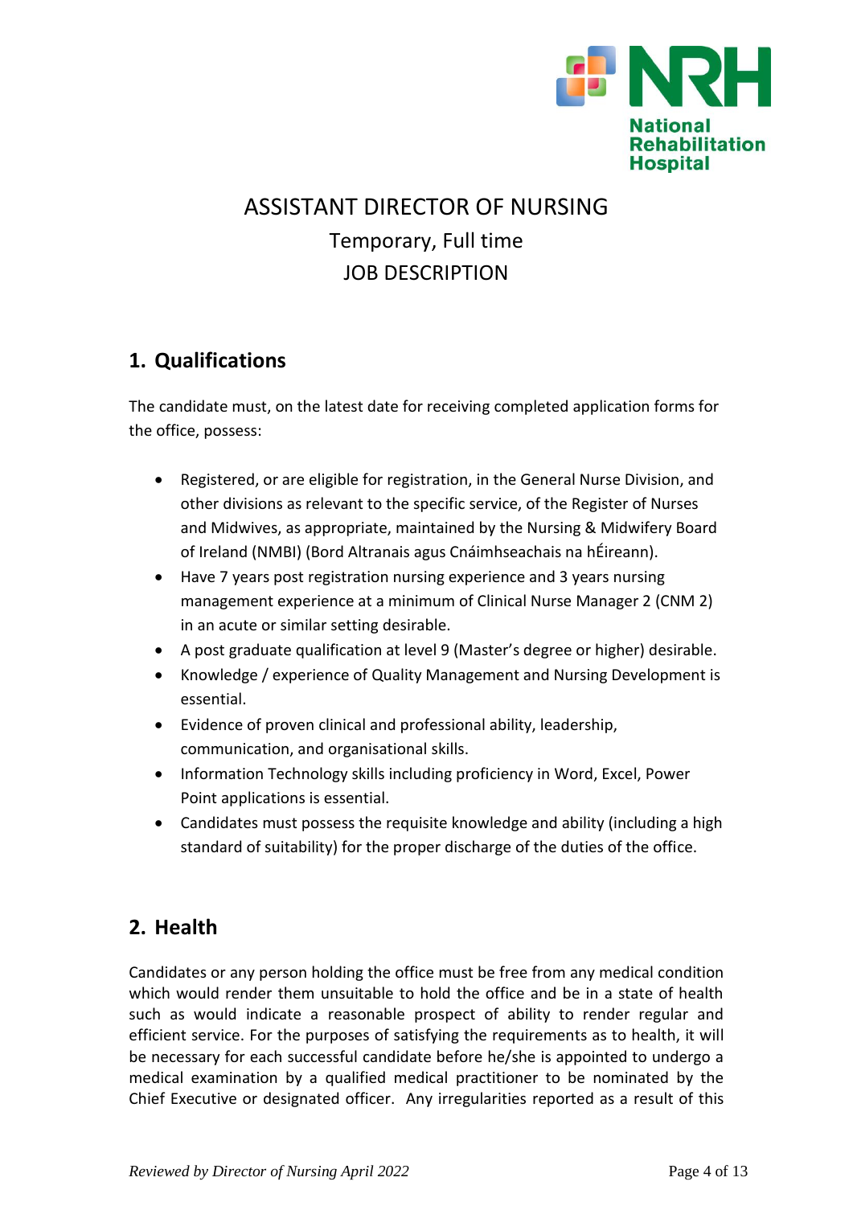# ASSISTANT DIRECTOR OF NURSING

Temporary, Full time

JOB DESCRIPTION

## 1. Qualifications

The candidate must, on the latest date for receiving completed application forms for the office, possess:

- Registered, or are eligible for registration, in the General Nurse Division, and other divisions as relevant to the specific service, of the Register of Nurses and Midwives, as appropriate, maintained by the Nursing & Midwifery Board of Ireland (NMBI) (Bord Altranais agus Cnáimhseachais na hÉireann).
- Have 7 years post registration nursing experience and 3 years nursing management experience at a minimum of Clinical Nurse Manager 2 (CNM 2) in an acute or similar setting desirable.
- A post graduate qualification at level 9 (Master's degree or higher) desirable.
- Knowledge / experience of Quality Management and Nursing Development is essential.
- Evidence of proven clinical and professional ability, leadership, communication, and organisational skills.
- Information Technology skills including proficiency in Word, Excel, Power Point applications is essential.
- Candidates must possess the requisite knowledge and ability (including a high standard of suitability) for the proper discharge of the duties of the office.

## 2. Health

Candidates or any person holding the office must be free from any medical condition which would render them unsuitable to hold the office and be in a state of health such as would indicate a reasonable prospect of ability to render regular and efficient service. For the purposes of satisfying the requirements as to health, it will be necessary for each successful candidate before he/she is appointed to undergo a medical examination by a qualified medical practitioner to be nominated by the Chief Executive or designated officer. Any irregularities reported as a result of this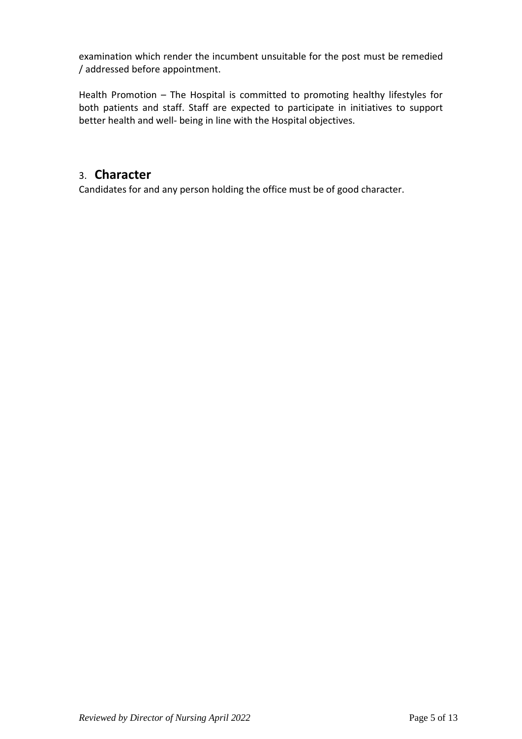examination which render the incumbent unsuitable for the post must be remedied / addressed before appointment.

Health Promotion – The Hospital is committed to promoting healthy lifestyles for both patients and staff. Staff are expected to participate in initiatives to support better health and well- being in line with the Hospital objectives.

## 3. **Character**

Candidates for and any person holding the office must be of good character.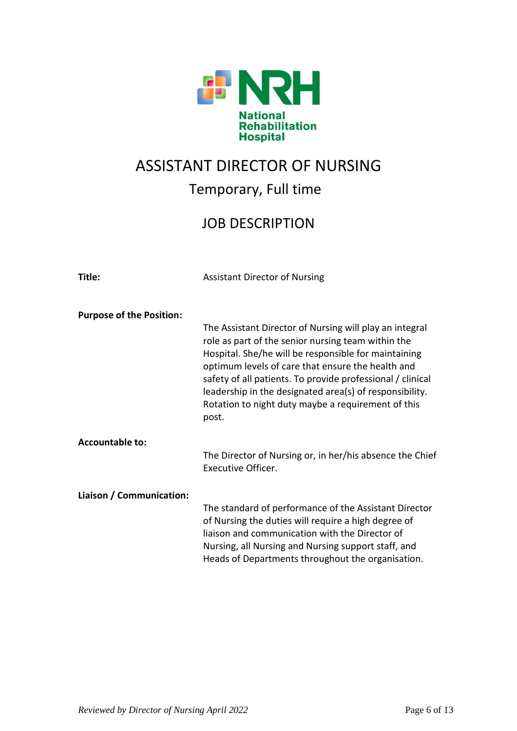National Rehabilitation Hospital

# ASSISTANT DIRECTOR OF NURSING

## Temporary, Full time

## JOB DESCRIPTION

**Title:** Assistant Director of Nursing

**Purpose of the Position:**

The Assistant Director of Nursing will play an integral role as part of the senior nursing team within the Hospital. She/he will be responsible for maintaining optimum levels of care that ensure the health and safety of all patients. To provide professional / clinical leadership in the designated area(s) of responsibility. Rotation to night duty maybe a requirement of this post.

**Accountable to:**

The Director of Nursing or, in her/his absence the Chief Executive Officer.

**Liaison / Communication:**

The standard of performance of the Assistant Director of Nursing the duties will require a high degree of liaison and communication with the Director of Nursing, all Nursing and Nursing support staff, and Heads of Departments throughout the organisation.

*Reviewed by Director of Nursing April 2022*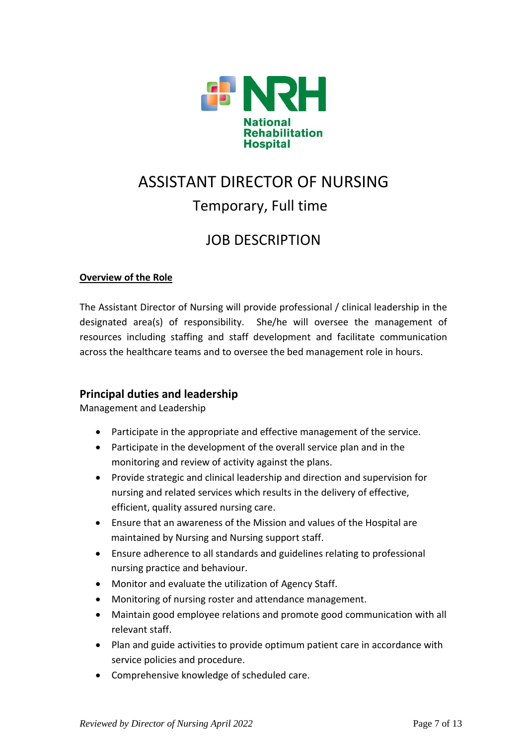National Rehabilitation Hospital

# ASSISTANT DIRECTOR OF NURSING

## Temporary, Full time

## JOB DESCRIPTION

**Overview of the Role**

The Assistant Director of Nursing will provide professional / clinical leadership in the designated area(s) of responsibility. She/he will oversee the management of resources including staffing and staff development and facilitate communication across the healthcare teams and to oversee the bed management role in hours.

### Principal duties and leadership

Management and Leadership

- Participate in the appropriate and effective management of the service.
- Participate in the development of the overall service plan and in the monitoring and review of activity against the plans.
- Provide strategic and clinical leadership and direction and supervision for nursing and related services which results in the delivery of effective, efficient, quality assured nursing care.
- Ensure that an awareness of the Mission and values of the Hospital are maintained by Nursing and Nursing support staff.
- Ensure adherence to all standards and guidelines relating to professional nursing practice and behaviour.
- Monitor and evaluate the utilization of Agency Staff.
- Monitoring of nursing roster and attendance management.
- Maintain good employee relations and promote good communication with all relevant staff.
- Plan and guide activities to provide optimum patient care in accordance with service policies and procedure.
- Comprehensive knowledge of scheduled care.

*Reviewed by Director of Nursing April 2022*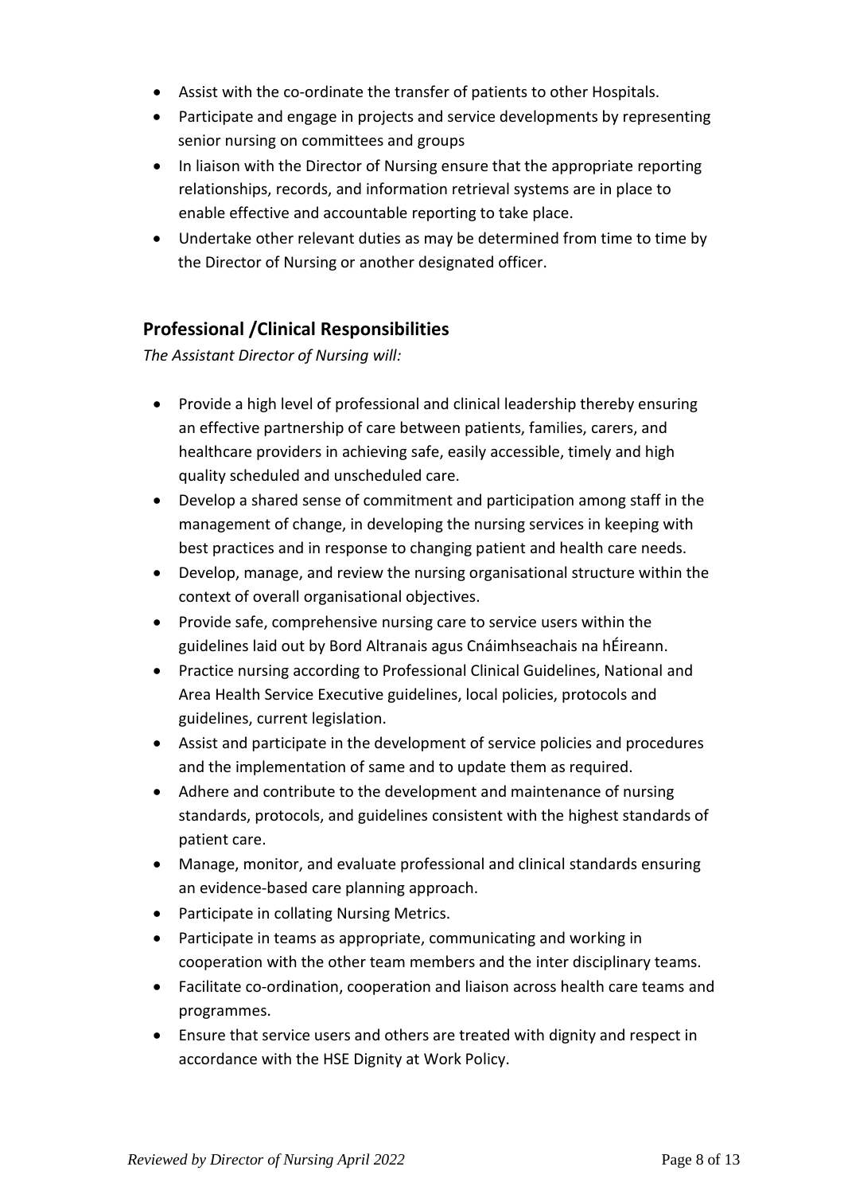- Assist with the co-ordinate the transfer of patients to other Hospitals.
- Participate and engage in projects and service developments by representing senior nursing on committees and groups
- In liaison with the Director of Nursing ensure that the appropriate reporting relationships, records, and information retrieval systems are in place to enable effective and accountable reporting to take place.
- Undertake other relevant duties as may be determined from time to time by the Director of Nursing or another designated officer.

## Professional /Clinical Responsibilities

*The Assistant Director of Nursing will:*

- Provide a high level of professional and clinical leadership thereby ensuring an effective partnership of care between patients, families, carers, and healthcare providers in achieving safe, easily accessible, timely and high quality scheduled and unscheduled care.
- Develop a shared sense of commitment and participation among staff in the management of change, in developing the nursing services in keeping with best practices and in response to changing patient and health care needs.
- Develop, manage, and review the nursing organisational structure within the context of overall organisational objectives.
- Provide safe, comprehensive nursing care to service users within the guidelines laid out by Bord Altranais agus Cnáimhseachais na hÉireann.
- Practice nursing according to Professional Clinical Guidelines, National and Area Health Service Executive guidelines, local policies, protocols and guidelines, current legislation.
- Assist and participate in the development of service policies and procedures and the implementation of same and to update them as required.
- Adhere and contribute to the development and maintenance of nursing standards, protocols, and guidelines consistent with the highest standards of patient care.
- Manage, monitor, and evaluate professional and clinical standards ensuring an evidence-based care planning approach.
- Participate in collating Nursing Metrics.
- Participate in teams as appropriate, communicating and working in cooperation with the other team members and the inter disciplinary teams.
- Facilitate co-ordination, cooperation and liaison across health care teams and programmes.
- Ensure that service users and others are treated with dignity and respect in accordance with the HSE Dignity at Work Policy.

*Reviewed by Director of Nursing April 2022*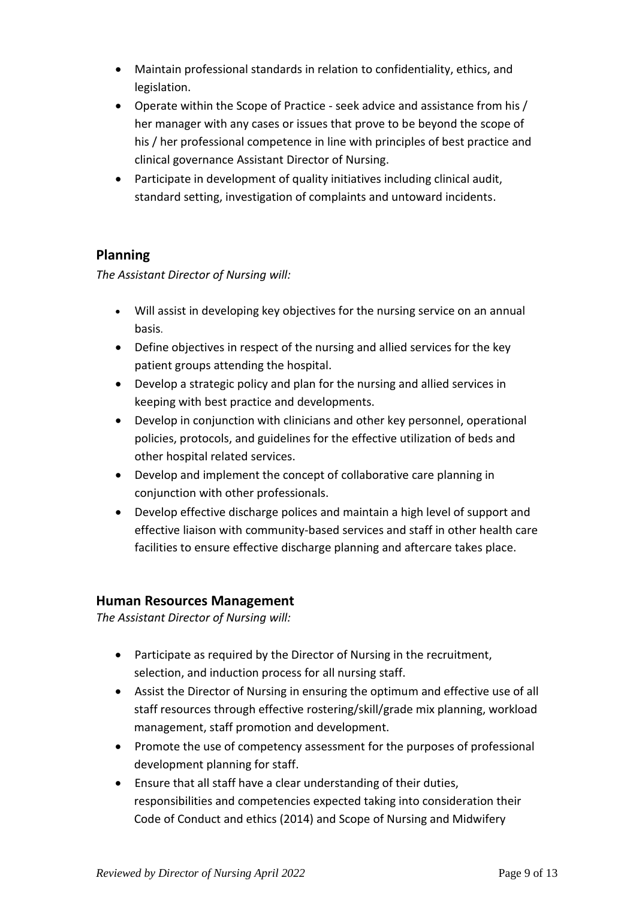- Maintain professional standards in relation to confidentiality, ethics, and legislation.
- Operate within the Scope of Practice - seek advice and assistance from his / her manager with any cases or issues that prove to be beyond the scope of his / her professional competence in line with principles of best practice and clinical governance Assistant Director of Nursing.
- Participate in development of quality initiatives including clinical audit, standard setting, investigation of complaints and untoward incidents.

## Planning

*The Assistant Director of Nursing will:*

- Will assist in developing key objectives for the nursing service on an annual basis.
- Define objectives in respect of the nursing and allied services for the key patient groups attending the hospital.
- Develop a strategic policy and plan for the nursing and allied services in keeping with best practice and developments.
- Develop in conjunction with clinicians and other key personnel, operational policies, protocols, and guidelines for the effective utilization of beds and other hospital related services.
- Develop and implement the concept of collaborative care planning in conjunction with other professionals.
- Develop effective discharge polices and maintain a high level of support and effective liaison with community-based services and staff in other health care facilities to ensure effective discharge planning and aftercare takes place.

## Human Resources Management

*The Assistant Director of Nursing will:*

- Participate as required by the Director of Nursing in the recruitment, selection, and induction process for all nursing staff.
- Assist the Director of Nursing in ensuring the optimum and effective use of all staff resources through effective rostering/skill/grade mix planning, workload management, staff promotion and development.
- Promote the use of competency assessment for the purposes of professional development planning for staff.
- Ensure that all staff have a clear understanding of their duties, responsibilities and competencies expected taking into consideration their Code of Conduct and ethics (2014) and Scope of Nursing and Midwifery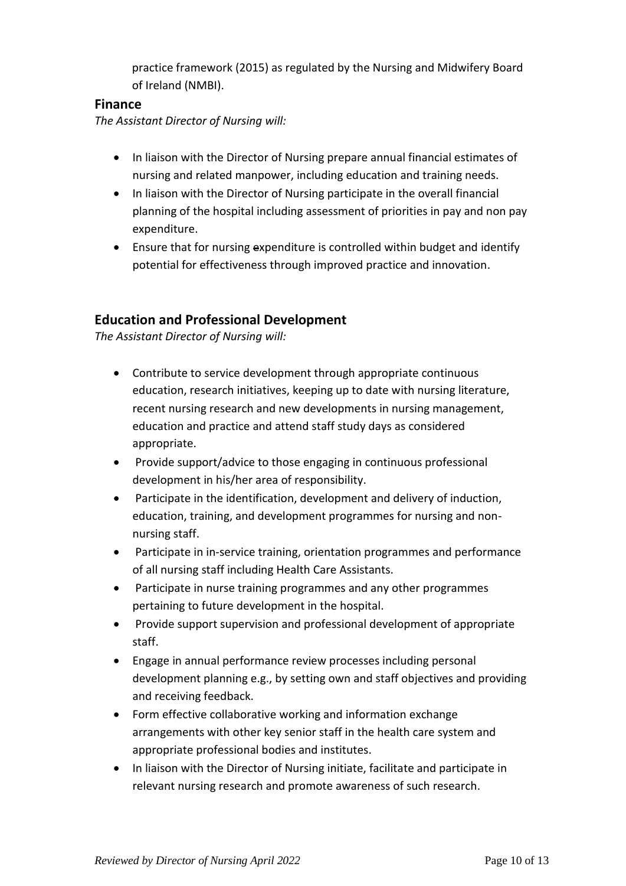practice framework (2015) as regulated by the Nursing and Midwifery Board of Ireland (NMBI).

## Finance

*The Assistant Director of Nursing will:*

- In liaison with the Director of Nursing prepare annual financial estimates of nursing and related manpower, including education and training needs.
- In liaison with the Director of Nursing participate in the overall financial planning of the hospital including assessment of priorities in pay and non pay expenditure.
- Ensure that for nursing expenditure is controlled within budget and identify potential for effectiveness through improved practice and innovation.

## Education and Professional Development

*The Assistant Director of Nursing will:*

- Contribute to service development through appropriate continuous education, research initiatives, keeping up to date with nursing literature, recent nursing research and new developments in nursing management, education and practice and attend staff study days as considered appropriate.
- Provide support/advice to those engaging in continuous professional development in his/her area of responsibility.
- Participate in the identification, development and delivery of induction, education, training, and development programmes for nursing and non-nursing staff.
- Participate in in-service training, orientation programmes and performance of all nursing staff including Health Care Assistants.
- Participate in nurse training programmes and any other programmes pertaining to future development in the hospital.
- Provide support supervision and professional development of appropriate staff.
- Engage in annual performance review processes including personal development planning e.g., by setting own and staff objectives and providing and receiving feedback.
- Form effective collaborative working and information exchange arrangements with other key senior staff in the health care system and appropriate professional bodies and institutes.
- In liaison with the Director of Nursing initiate, facilitate and participate in relevant nursing research and promote awareness of such research.

*Reviewed by Director of Nursing April 2022*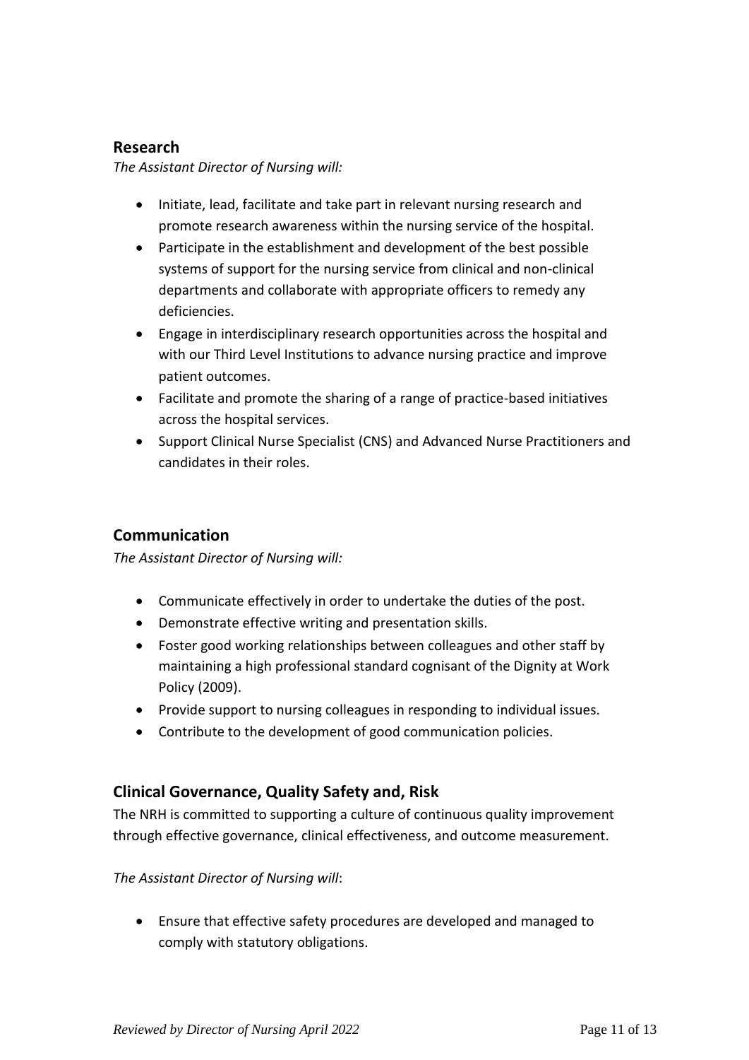## Research

*The Assistant Director of Nursing will:*

- Initiate, lead, facilitate and take part in relevant nursing research and promote research awareness within the nursing service of the hospital.
- Participate in the establishment and development of the best possible systems of support for the nursing service from clinical and non-clinical departments and collaborate with appropriate officers to remedy any deficiencies.
- Engage in interdisciplinary research opportunities across the hospital and with our Third Level Institutions to advance nursing practice and improve patient outcomes.
- Facilitate and promote the sharing of a range of practice-based initiatives across the hospital services.
- Support Clinical Nurse Specialist (CNS) and Advanced Nurse Practitioners and candidates in their roles.

## Communication

*The Assistant Director of Nursing will:*

- Communicate effectively in order to undertake the duties of the post.
- Demonstrate effective writing and presentation skills.
- Foster good working relationships between colleagues and other staff by maintaining a high professional standard cognisant of the Dignity at Work Policy (2009).
- Provide support to nursing colleagues in responding to individual issues.
- Contribute to the development of good communication policies.

## Clinical Governance, Quality Safety and, Risk

The NRH is committed to supporting a culture of continuous quality improvement through effective governance, clinical effectiveness, and outcome measurement.

*The Assistant Director of Nursing will*:

- Ensure that effective safety procedures are developed and managed to comply with statutory obligations.

*Reviewed by Director of Nursing April 2022*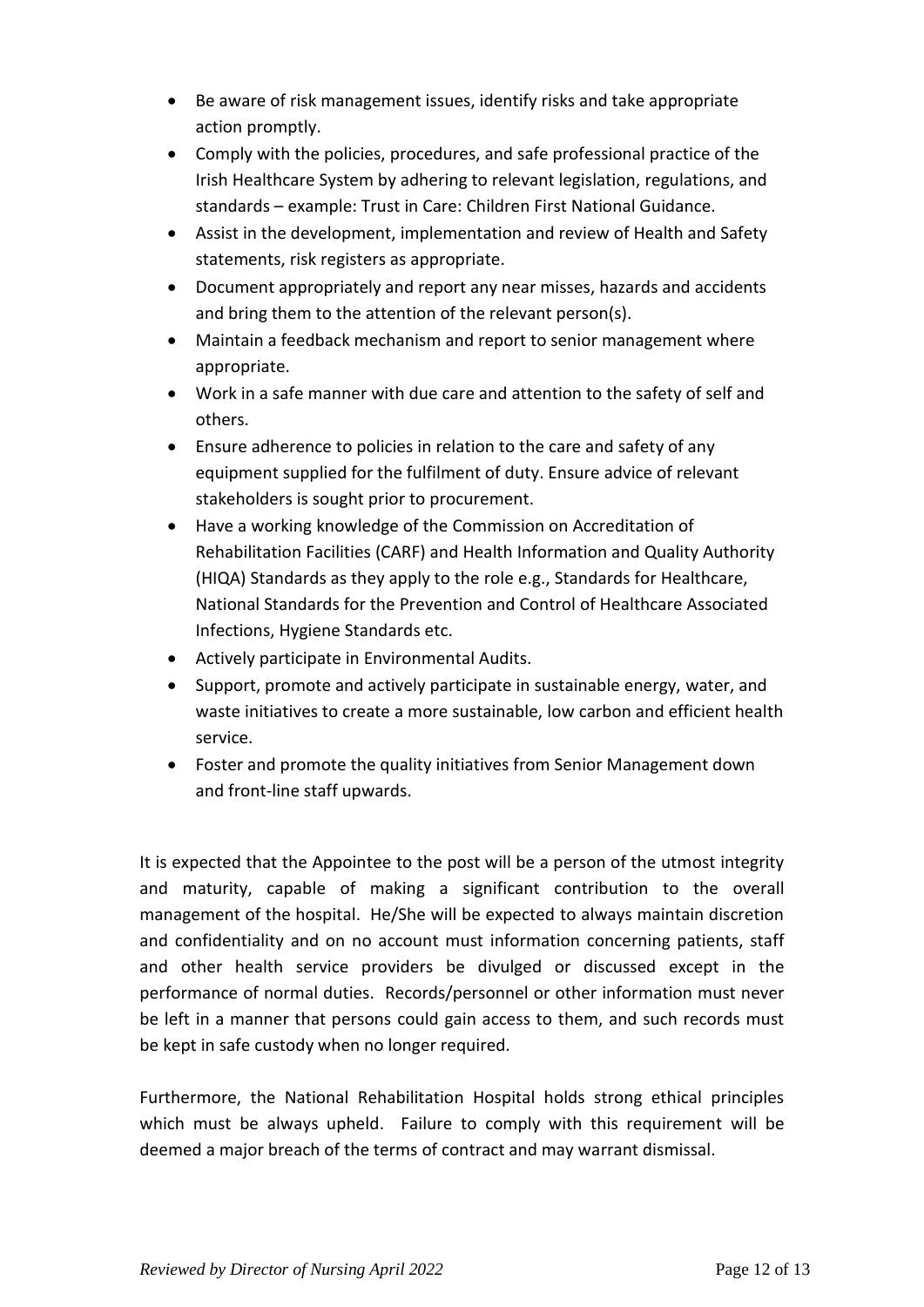- Be aware of risk management issues, identify risks and take appropriate action promptly.
- Comply with the policies, procedures, and safe professional practice of the Irish Healthcare System by adhering to relevant legislation, regulations, and standards – example: Trust in Care: Children First National Guidance.
- Assist in the development, implementation and review of Health and Safety statements, risk registers as appropriate.
- Document appropriately and report any near misses, hazards and accidents and bring them to the attention of the relevant person(s).
- Maintain a feedback mechanism and report to senior management where appropriate.
- Work in a safe manner with due care and attention to the safety of self and others.
- Ensure adherence to policies in relation to the care and safety of any equipment supplied for the fulfilment of duty. Ensure advice of relevant stakeholders is sought prior to procurement.
- Have a working knowledge of the Commission on Accreditation of Rehabilitation Facilities (CARF) and Health Information and Quality Authority (HIQA) Standards as they apply to the role e.g., Standards for Healthcare, National Standards for the Prevention and Control of Healthcare Associated Infections, Hygiene Standards etc.
- Actively participate in Environmental Audits.
- Support, promote and actively participate in sustainable energy, water, and waste initiatives to create a more sustainable, low carbon and efficient health service.
- Foster and promote the quality initiatives from Senior Management down and front-line staff upwards.

It is expected that the Appointee to the post will be a person of the utmost integrity and maturity, capable of making a significant contribution to the overall management of the hospital. He/She will be expected to always maintain discretion and confidentiality and on no account must information concerning patients, staff and other health service providers be divulged or discussed except in the performance of normal duties. Records/personnel or other information must never be left in a manner that persons could gain access to them, and such records must be kept in safe custody when no longer required.

Furthermore, the National Rehabilitation Hospital holds strong ethical principles which must be always upheld. Failure to comply with this requirement will be deemed a major breach of the terms of contract and may warrant dismissal.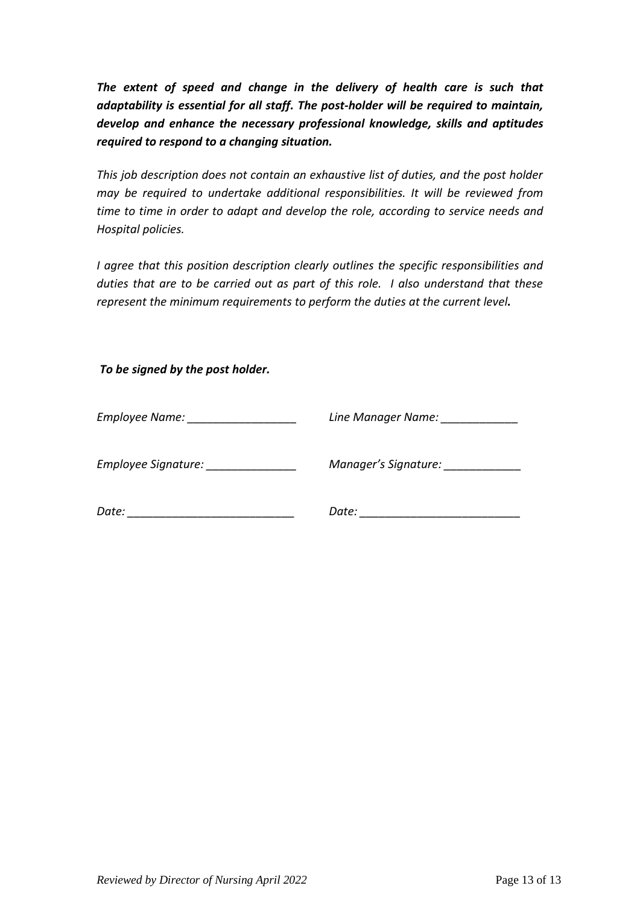***The extent of speed and change in the delivery of health care is such that adaptability is essential for all staff. The post-holder will be required to maintain, develop and enhance the necessary professional knowledge, skills and aptitudes required to respond to a changing situation.***

*This job description does not contain an exhaustive list of duties, and the post holder may be required to undertake additional responsibilities. It will be reviewed from time to time in order to adapt and develop the role, according to service needs and Hospital policies.*

*I agree that this position description clearly outlines the specific responsibilities and duties that are to be carried out as part of this role. I also understand that these represent the minimum requirements to perform the duties at the current level.*

***To be signed by the post holder.***

*Employee Name:* _________________ *Line Manager Name:* ____________

*Employee Signature:* ______________ *Manager's Signature:* ____________

*Date:* ___________________________ *Date:* __________________________

*Reviewed by Director of Nursing April 2022*